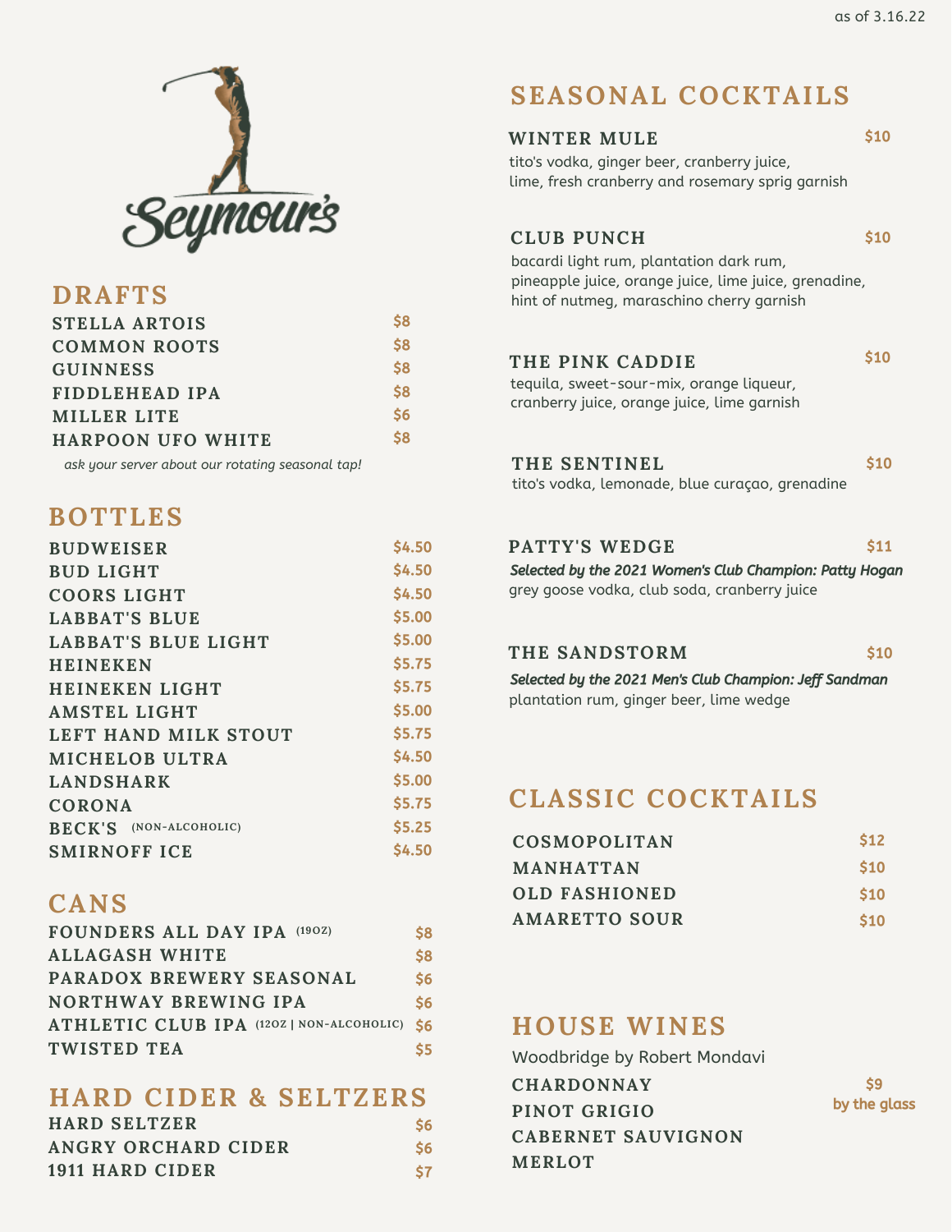as of 3.16.22

# Seymour's

## DRAFTS

| Item | Price |
|---|---|
| STELLA ARTOIS | $8 |
| COMMON ROOTS | $8 |
| GUINNESS | $8 |
| FIDDLEHEAD IPA | $8 |
| MILLER LITE | $6 |
| HARPOON UFO WHITE | $8 |

*ask your server about our rotating seasonal tap!*

## BOTTLES

| Item | Price |
|---|---|
| BUDWEISER | $4.50 |
| BUD LIGHT | $4.50 |
| COORS LIGHT | $4.50 |
| LABBAT'S BLUE | $5.00 |
| LABBAT'S BLUE LIGHT | $5.00 |
| HEINEKEN | $5.75 |
| HEINEKEN LIGHT | $5.75 |
| AMSTEL LIGHT | $5.00 |
| LEFT HAND MILK STOUT | $5.75 |
| MICHELOB ULTRA | $4.50 |
| LANDSHARK | $5.00 |
| CORONA | $5.75 |
| BECK'S (NON-ALCOHOLIC) | $5.25 |
| SMIRNOFF ICE | $4.50 |

## CANS

| Item | Price |
|---|---|
| FOUNDERS ALL DAY IPA (19OZ) | $8 |
| ALLAGASH WHITE | $8 |
| PARADOX BREWERY SEASONAL | $6 |
| NORTHWAY BREWING IPA | $6 |
| ATHLETIC CLUB IPA (12OZ \| NON-ALCOHOLIC) | $6 |
| TWISTED TEA | $5 |

## HARD CIDER & SELTZERS

| Item | Price |
|---|---|
| HARD SELTZER | $6 |
| ANGRY ORCHARD CIDER | $6 |
| 1911 HARD CIDER | $7 |

## SEASONAL COCKTAILS

### WINTER MULE — $10
tito's vodka, ginger beer, cranberry juice, lime, fresh cranberry and rosemary sprig garnish

### CLUB PUNCH — $10
bacardi light rum, plantation dark rum, pineapple juice, orange juice, lime juice, grenadine, hint of nutmeg, maraschino cherry garnish

### THE PINK CADDIE — $10
tequila, sweet-sour-mix, orange liqueur, cranberry juice, orange juice, lime garnish

### THE SENTINEL — $10
tito's vodka, lemonade, blue curaçao, grenadine

### PATTY'S WEDGE — $11
***Selected by the 2021 Women's Club Champion: Patty Hogan***
grey goose vodka, club soda, cranberry juice

### THE SANDSTORM — $10
***Selected by the 2021 Men's Club Champion: Jeff Sandman***
plantation rum, ginger beer, lime wedge

## CLASSIC COCKTAILS

| Item | Price |
|---|---|
| COSMOPOLITAN | $12 |
| MANHATTAN | $10 |
| OLD FASHIONED | $10 |
| AMARETTO SOUR | $10 |

## HOUSE WINES

Woodbridge by Robert Mondavi

**$9 by the glass**

- CHARDONNAY
- PINOT GRIGIO
- CABERNET SAUVIGNON
- MERLOT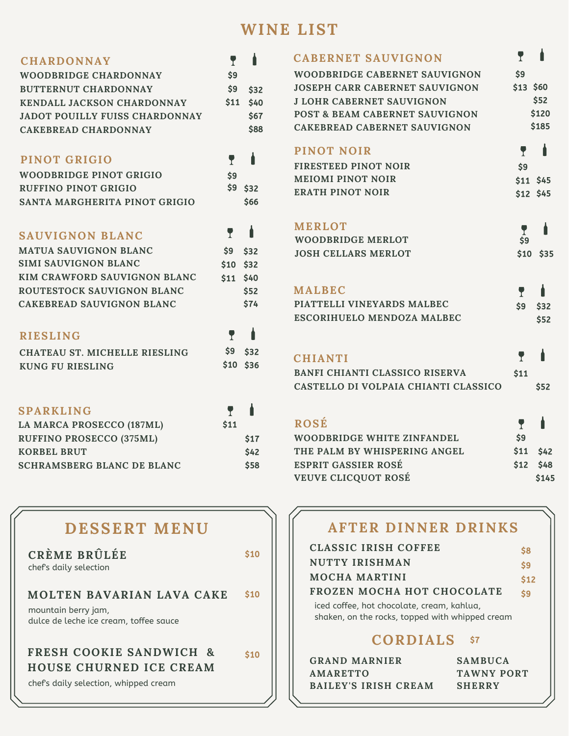# WINE LIST

## CHARDONNAY

| | Glass | Bottle |
|---|---|---|
| WOODBRIDGE CHARDONNAY | $9 | |
| BUTTERNUT CHARDONNAY | $9 | $32 |
| KENDALL JACKSON CHARDONNAY | $11 | $40 |
| JADOT POUILLY FUISS CHARDONNAY | | $67 |
| CAKEBREAD CHARDONNAY | | $88 |

## PINOT GRIGIO

| | Glass | Bottle |
|---|---|---|
| WOODBRIDGE PINOT GRIGIO | $9 | |
| RUFFINO PINOT GRIGIO | $9 | $32 |
| SANTA MARGHERITA PINOT GRIGIO | | $66 |

## SAUVIGNON BLANC

| | Glass | Bottle |
|---|---|---|
| MATUA SAUVIGNON BLANC | $9 | $32 |
| SIMI SAUVIGNON BLANC | $10 | $32 |
| KIM CRAWFORD SAUVIGNON BLANC | $11 | $40 |
| ROUTESTOCK SAUVIGNON BLANC | | $52 |
| CAKEBREAD SAUVIGNON BLANC | | $74 |

## RIESLING

| | Glass | Bottle |
|---|---|---|
| CHATEAU ST. MICHELLE RIESLING | $9 | $32 |
| KUNG FU RIESLING | $10 | $36 |

## SPARKLING

| | Glass | Bottle |
|---|---|---|
| LA MARCA PROSECCO (187ML) | $11 | |
| RUFFINO PROSECCO (375ML) | | $17 |
| KORBEL BRUT | | $42 |
| SCHRAMSBERG BLANC DE BLANC | | $58 |

## CABERNET SAUVIGNON

| | Glass | Bottle |
|---|---|---|
| WOODBRIDGE CABERNET SAUVIGNON | $9 | |
| JOSEPH CARR CABERNET SAUVIGNON | $13 | $60 |
| J LOHR CABERNET SAUVIGNON | | $52 |
| POST & BEAM CABERNET SAUVIGNON | | $120 |
| CAKEBREAD CABERNET SAUVIGNON | | $185 |

## PINOT NOIR

| | Glass | Bottle |
|---|---|---|
| FIRESTEED PINOT NOIR | $9 | |
| MEIOMI PINOT NOIR | $11 | $45 |
| ERATH PINOT NOIR | $12 | $45 |

## MERLOT

| | Glass | Bottle |
|---|---|---|
| WOODBRIDGE MERLOT | $9 | |
| JOSH CELLARS MERLOT | $10 | $35 |

## MALBEC

| | Glass | Bottle |
|---|---|---|
| PIATTELLI VINEYARDS MALBEC | $9 | $32 |
| ESCORIHUELO MENDOZA MALBEC | | $52 |

## CHIANTI

| | Glass | Bottle |
|---|---|---|
| BANFI CHIANTI CLASSICO RISERVA | $11 | |
| CASTELLO DI VOLPAIA CHIANTI CLASSICO | | $52 |

## ROSÉ

| | Glass | Bottle |
|---|---|---|
| WOODBRIDGE WHITE ZINFANDEL | $9 | |
| THE PALM BY WHISPERING ANGEL | $11 | $42 |
| ESPRIT GASSIER ROSÉ | $12 | $48 |
| VEUVE CLICQUOT ROSÉ | | $145 |

# DESSERT MENU

**CRÈME BRÛLÉE** — $10
chef's daily selection

**MOLTEN BAVARIAN LAVA CAKE** — $10
mountain berry jam,
dulce de leche ice cream, toffee sauce

**FRESH COOKIE SANDWICH & HOUSE CHURNED ICE CREAM** — $10
chef's daily selection, whipped cream

# AFTER DINNER DRINKS

- CLASSIC IRISH COFFEE — $8
- NUTTY IRISHMAN — $9
- MOCHA MARTINI — $12
- FROZEN MOCHA HOT CHOCOLATE — $9
  iced coffee, hot chocolate, cream, kahlua, shaken, on the rocks, topped with whipped cream

## CORDIALS $7

- GRAND MARNIER
- AMARETTO
- BAILEY'S IRISH CREAM
- SAMBUCA
- TAWNY PORT
- SHERRY